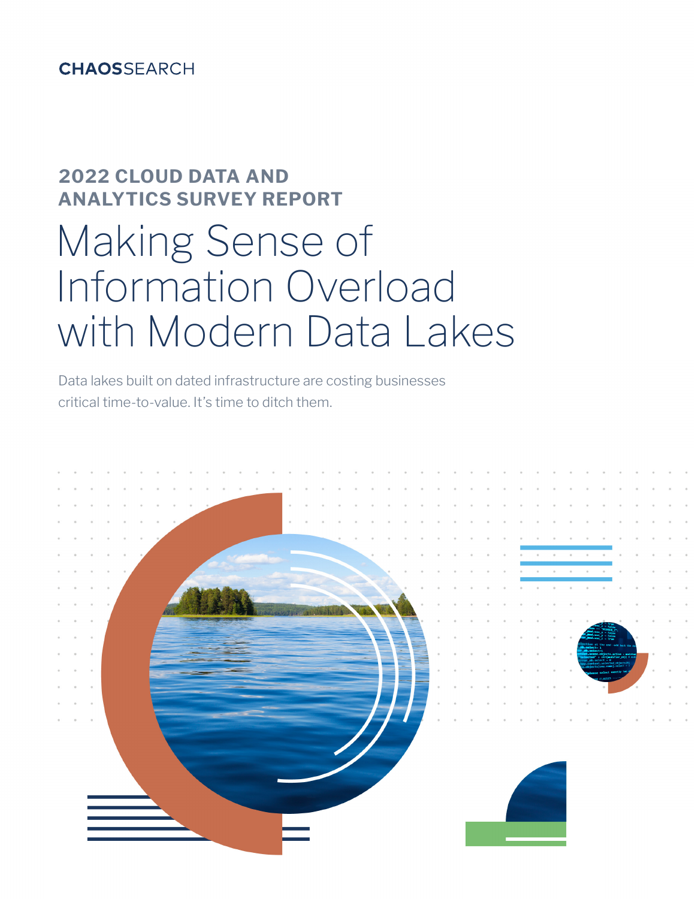CHAOSSEARCH

## 2022 CLOUD DATA AND ANALYTICS SURVEY REPORT

# Making Sense of Information Overload with Modern Data Lakes

Data lakes built on dated infrastructure are costing businesses critical time-to-value. It's time to ditch them.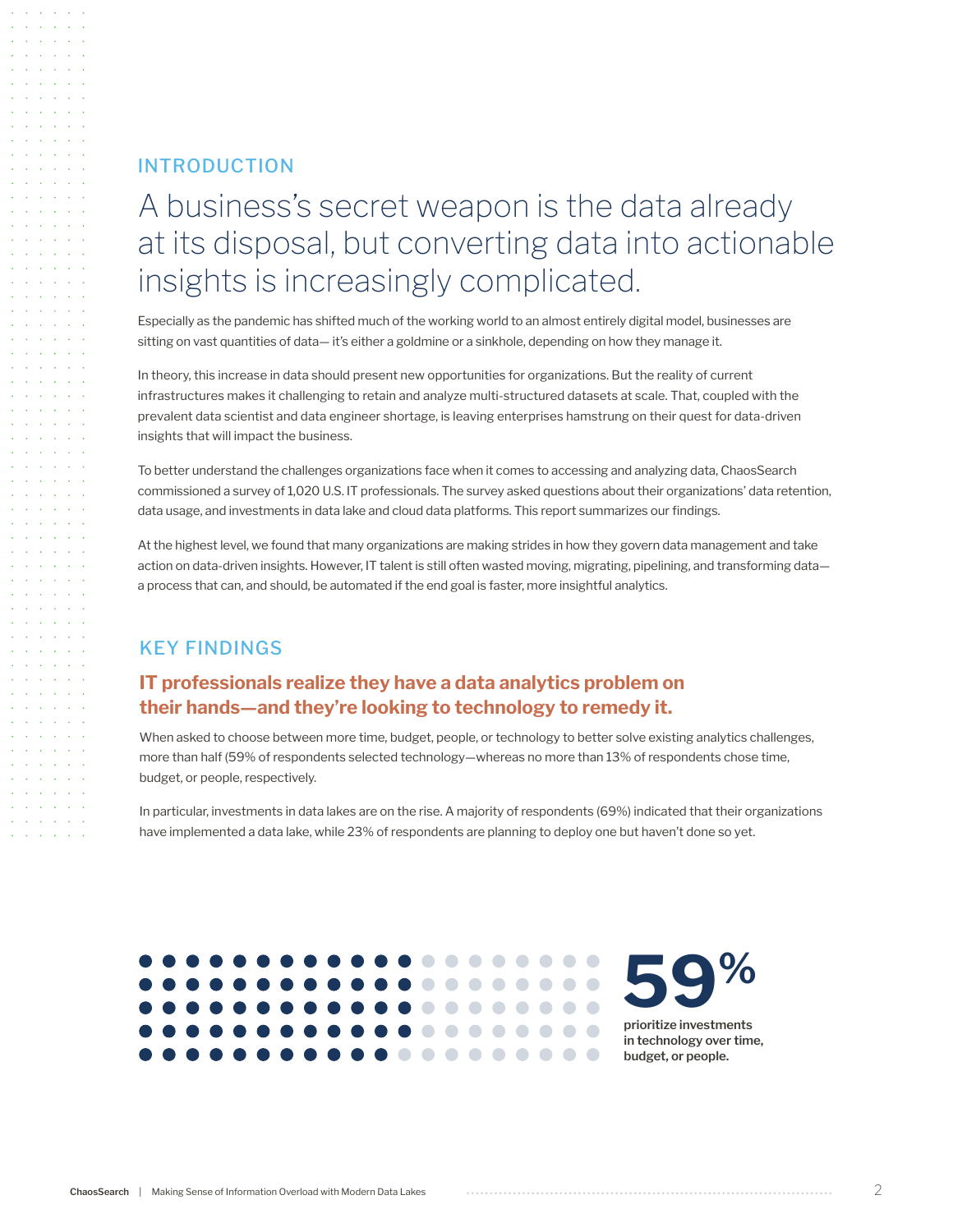## INTRODUCTION

# A business's secret weapon is the data already at its disposal, but converting data into actionable insights is increasingly complicated.

Especially as the pandemic has shifted much of the working world to an almost entirely digital model, businesses are sitting on vast quantities of data— it's either a goldmine or a sinkhole, depending on how they manage it.

In theory, this increase in data should present new opportunities for organizations. But the reality of current infrastructures makes it challenging to retain and analyze multi-structured datasets at scale. That, coupled with the prevalent data scientist and data engineer shortage, is leaving enterprises hamstrung on their quest for data-driven insights that will impact the business.

To better understand the challenges organizations face when it comes to accessing and analyzing data, ChaosSearch commissioned a survey of 1,020 U.S. IT professionals. The survey asked questions about their organizations' data retention, data usage, and investments in data lake and cloud data platforms. This report summarizes our findings.

At the highest level, we found that many organizations are making strides in how they govern data management and take action on data-driven insights. However, IT talent is still often wasted moving, migrating, pipelining, and transforming data— a process that can, and should, be automated if the end goal is faster, more insightful analytics.

## KEY FINDINGS

### IT professionals realize they have a data analytics problem on their hands—and they're looking to technology to remedy it.

When asked to choose between more time, budget, people, or technology to better solve existing analytics challenges, more than half (59% of respondents selected technology—whereas no more than 13% of respondents chose time, budget, or people, respectively.

In particular, investments in data lakes are on the rise. A majority of respondents (69%) indicated that their organizations have implemented a data lake, while 23% of respondents are planning to deploy one but haven't done so yet.

**59%**

**prioritize investments in technology over time, budget, or people.**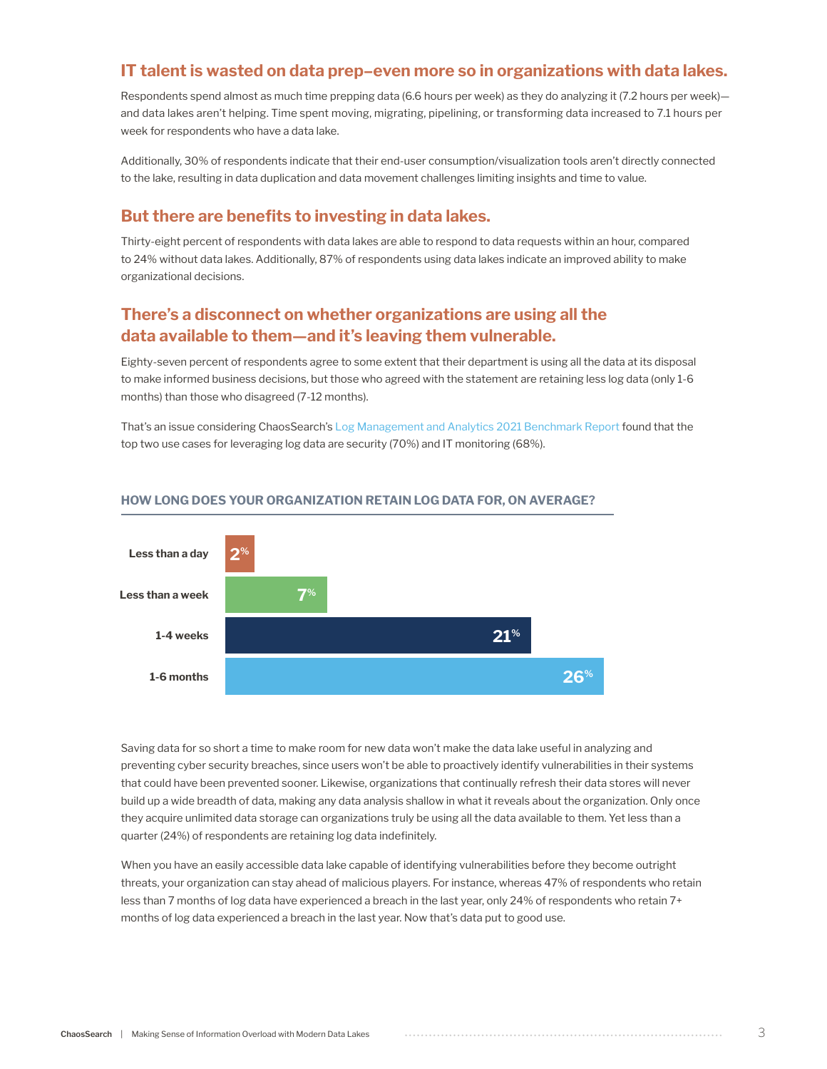## IT talent is wasted on data prep–even more so in organizations with data lakes.

Respondents spend almost as much time prepping data (6.6 hours per week) as they do analyzing it (7.2 hours per week)—and data lakes aren't helping. Time spent moving, migrating, pipelining, or transforming data increased to 7.1 hours per week for respondents who have a data lake.

Additionally, 30% of respondents indicate that their end-user consumption/visualization tools aren't directly connected to the lake, resulting in data duplication and data movement challenges limiting insights and time to value.

## But there are benefits to investing in data lakes.

Thirty-eight percent of respondents with data lakes are able to respond to data requests within an hour, compared to 24% without data lakes. Additionally, 87% of respondents using data lakes indicate an improved ability to make organizational decisions.

## There's a disconnect on whether organizations are using all the data available to them—and it's leaving them vulnerable.

Eighty-seven percent of respondents agree to some extent that their department is using all the data at its disposal to make informed business decisions, but those who agreed with the statement are retaining less log data (only 1-6 months) than those who disagreed (7-12 months).

That's an issue considering ChaosSearch's Log Management and Analytics 2021 Benchmark Report found that the top two use cases for leveraging log data are security (70%) and IT monitoring (68%).

### HOW LONG DOES YOUR ORGANIZATION RETAIN LOG DATA FOR, ON AVERAGE?

Less than a day 2%
Less than a week 7%
1-4 weeks 21%
1-6 months 26%

Saving data for so short a time to make room for new data won't make the data lake useful in analyzing and preventing cyber security breaches, since users won't be able to proactively identify vulnerabilities in their systems that could have been prevented sooner. Likewise, organizations that continually refresh their data stores will never build up a wide breadth of data, making any data analysis shallow in what it reveals about the organization. Only once they acquire unlimited data storage can organizations truly be using all the data available to them. Yet less than a quarter (24%) of respondents are retaining log data indefinitely.

When you have an easily accessible data lake capable of identifying vulnerabilities before they become outright threats, your organization can stay ahead of malicious players. For instance, whereas 47% of respondents who retain less than 7 months of log data have experienced a breach in the last year, only 24% of respondents who retain 7+ months of log data experienced a breach in the last year. Now that's data put to good use.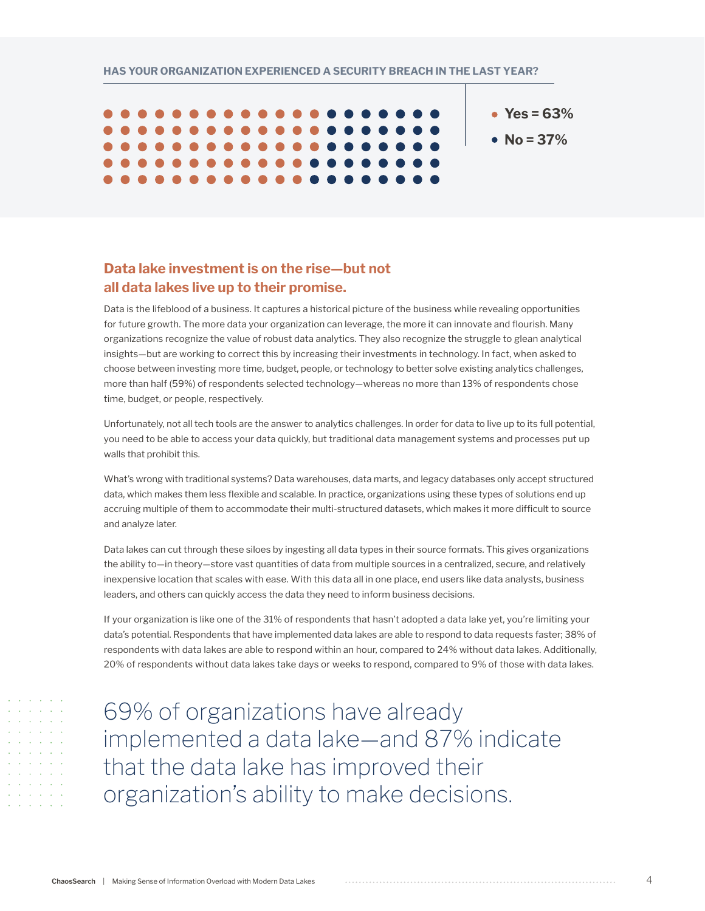HAS YOUR ORGANIZATION EXPERIENCED A SECURITY BREACH IN THE LAST YEAR?

Yes = 63%

No = 37%

## Data lake investment is on the rise—but not all data lakes live up to their promise.

Data is the lifeblood of a business. It captures a historical picture of the business while revealing opportunities for future growth. The more data your organization can leverage, the more it can innovate and flourish. Many organizations recognize the value of robust data analytics. They also recognize the struggle to glean analytical insights—but are working to correct this by increasing their investments in technology. In fact, when asked to choose between investing more time, budget, people, or technology to better solve existing analytics challenges, more than half (59%) of respondents selected technology—whereas no more than 13% of respondents chose time, budget, or people, respectively.

Unfortunately, not all tech tools are the answer to analytics challenges. In order for data to live up to its full potential, you need to be able to access your data quickly, but traditional data management systems and processes put up walls that prohibit this.

What's wrong with traditional systems? Data warehouses, data marts, and legacy databases only accept structured data, which makes them less flexible and scalable. In practice, organizations using these types of solutions end up accruing multiple of them to accommodate their multi-structured datasets, which makes it more difficult to source and analyze later.

Data lakes can cut through these siloes by ingesting all data types in their source formats. This gives organizations the ability to—in theory—store vast quantities of data from multiple sources in a centralized, secure, and relatively inexpensive location that scales with ease. With this data all in one place, end users like data analysts, business leaders, and others can quickly access the data they need to inform business decisions.

If your organization is like one of the 31% of respondents that hasn't adopted a data lake yet, you're limiting your data's potential. Respondents that have implemented data lakes are able to respond to data requests faster; 38% of respondents with data lakes are able to respond within an hour, compared to 24% without data lakes. Additionally, 20% of respondents without data lakes take days or weeks to respond, compared to 9% of those with data lakes.

> 69% of organizations have already implemented a data lake—and 87% indicate that the data lake has improved their organization's ability to make decisions.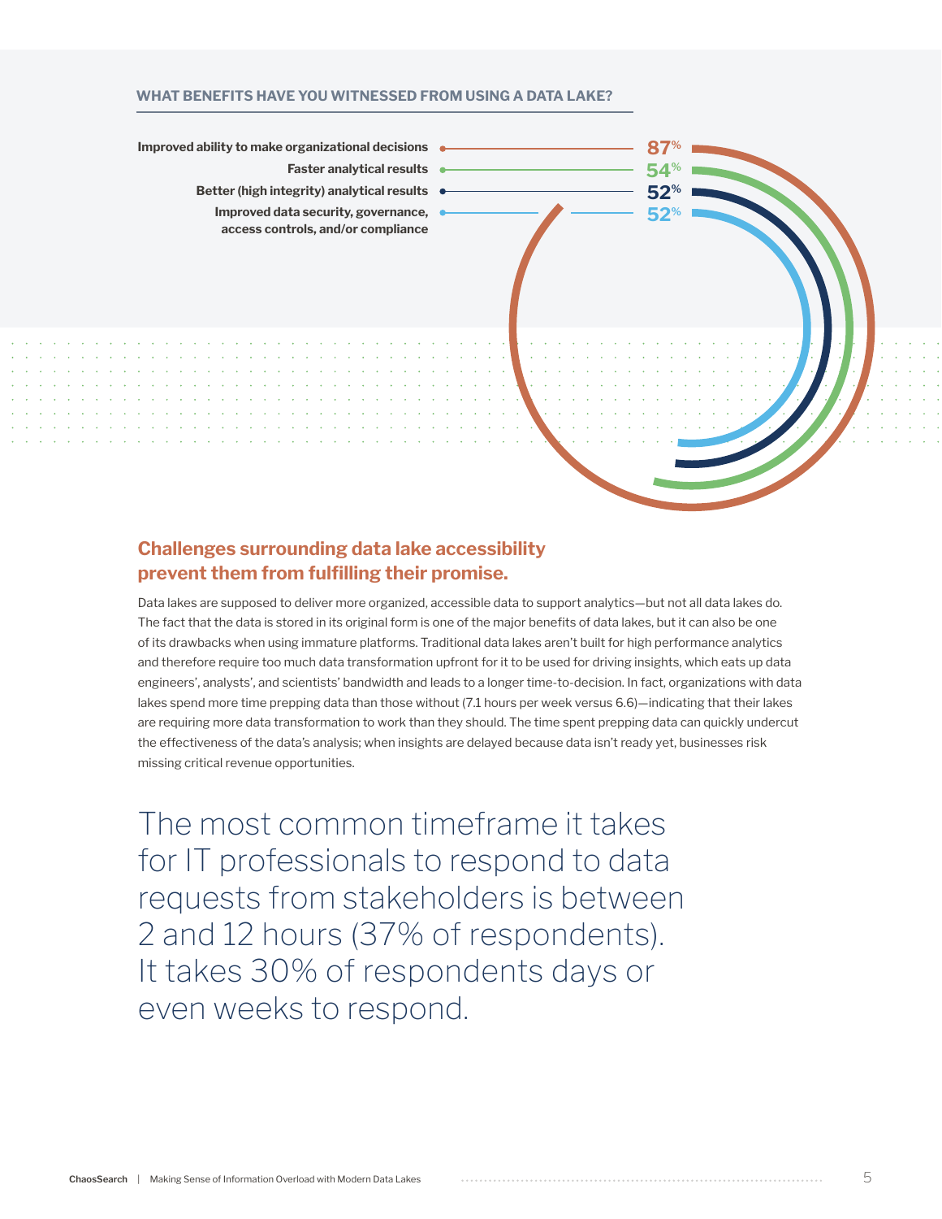## WHAT BENEFITS HAVE YOU WITNESSED FROM USING A DATA LAKE?

Improved ability to make organizational decisions 87%

Faster analytical results 54%

Better (high integrity) analytical results 52%

Improved data security, governance, access controls, and/or compliance 52%

## Challenges surrounding data lake accessibility prevent them from fulfilling their promise.

Data lakes are supposed to deliver more organized, accessible data to support analytics—but not all data lakes do. The fact that the data is stored in its original form is one of the major benefits of data lakes, but it can also be one of its drawbacks when using immature platforms. Traditional data lakes aren't built for high performance analytics and therefore require too much data transformation upfront for it to be used for driving insights, which eats up data engineers', analysts', and scientists' bandwidth and leads to a longer time-to-decision. In fact, organizations with data lakes spend more time prepping data than those without (7.1 hours per week versus 6.6)—indicating that their lakes are requiring more data transformation to work than they should. The time spent prepping data can quickly undercut the effectiveness of the data's analysis; when insights are delayed because data isn't ready yet, businesses risk missing critical revenue opportunities.

The most common timeframe it takes for IT professionals to respond to data requests from stakeholders is between 2 and 12 hours (37% of respondents). It takes 30% of respondents days or even weeks to respond.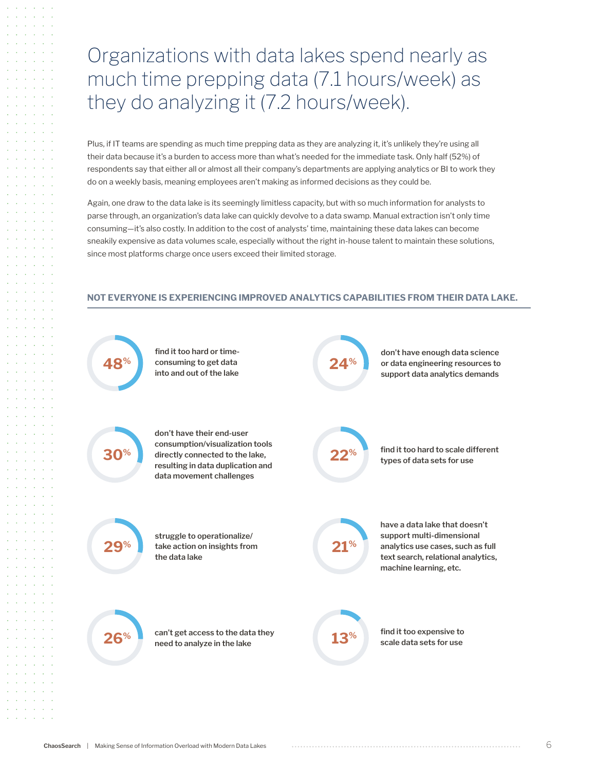# Organizations with data lakes spend nearly as much time prepping data (7.1 hours/week) as they do analyzing it (7.2 hours/week).

Plus, if IT teams are spending as much time prepping data as they are analyzing it, it's unlikely they're using all their data because it's a burden to access more than what's needed for the immediate task. Only half (52%) of respondents say that either all or almost all their company's departments are applying analytics or BI to work they do on a weekly basis, meaning employees aren't making as informed decisions as they could be.

Again, one draw to the data lake is its seemingly limitless capacity, but with so much information for analysts to parse through, an organization's data lake can quickly devolve to a data swamp. Manual extraction isn't only time consuming—it's also costly. In addition to the cost of analysts' time, maintaining these data lakes can become sneakily expensive as data volumes scale, especially without the right in-house talent to maintain these solutions, since most platforms charge once users exceed their limited storage.

## NOT EVERYONE IS EXPERIENCING IMPROVED ANALYTICS CAPABILITIES FROM THEIR DATA LAKE.

48% find it too hard or time-consuming to get data into and out of the lake

30% don't have their end-user consumption/visualization tools directly connected to the lake, resulting in data duplication and data movement challenges

29% struggle to operationalize/take action on insights from the data lake

26% can't get access to the data they need to analyze in the lake

24% don't have enough data science or data engineering resources to support data analytics demands

22% find it too hard to scale different types of data sets for use

21% have a data lake that doesn't support multi-dimensional analytics use cases, such as full text search, relational analytics, machine learning, etc.

13% find it too expensive to scale data sets for use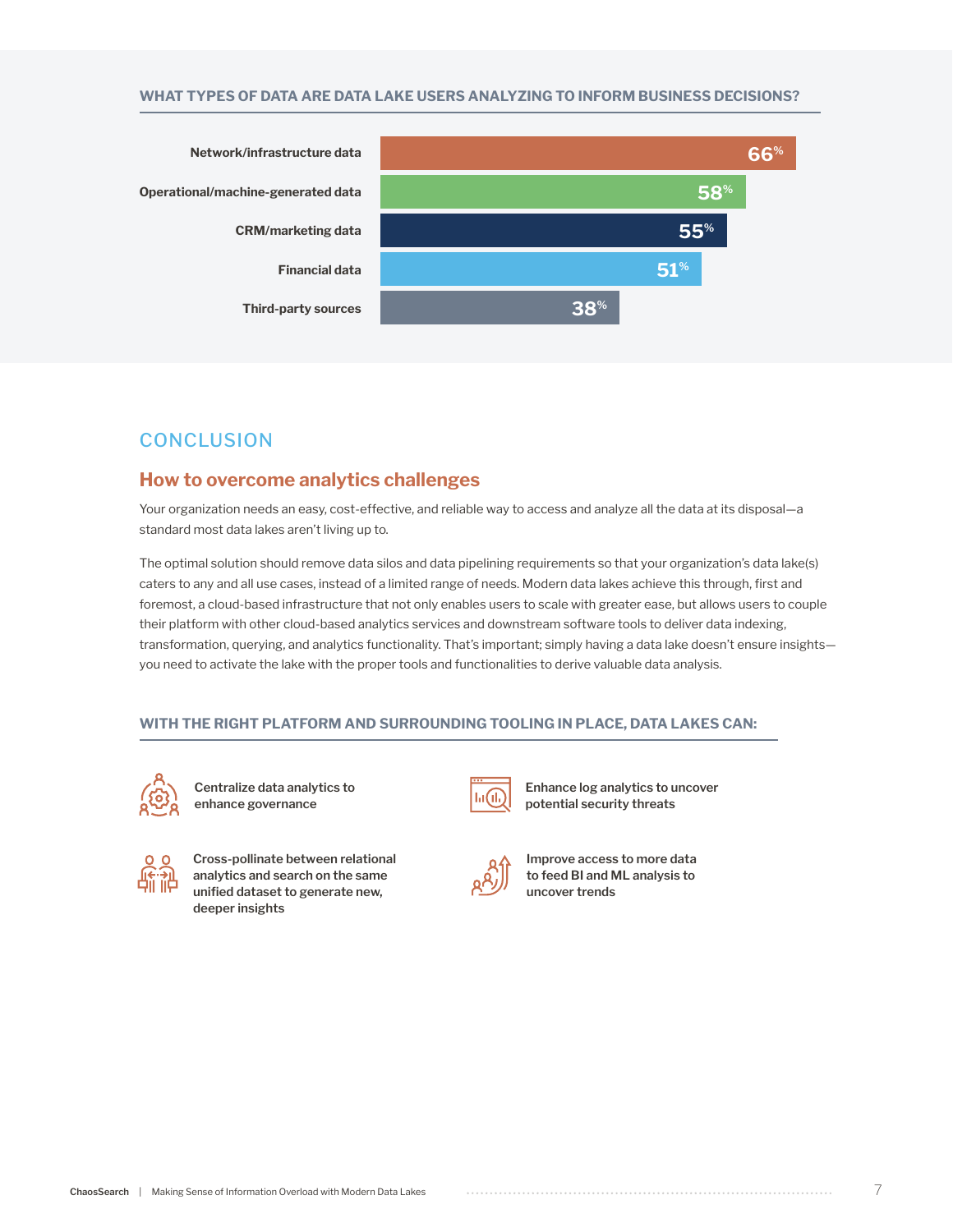**WHAT TYPES OF DATA ARE DATA LAKE USERS ANALYZING TO INFORM BUSINESS DECISIONS?**

Network/infrastructure data 66%

Operational/machine-generated data 58%

CRM/marketing data 55%

Financial data 51%

Third-party sources 38%

## CONCLUSION

### How to overcome analytics challenges

Your organization needs an easy, cost-effective, and reliable way to access and analyze all the data at its disposal—a standard most data lakes aren't living up to.

The optimal solution should remove data silos and data pipelining requirements so that your organization's data lake(s) caters to any and all use cases, instead of a limited range of needs. Modern data lakes achieve this through, first and foremost, a cloud-based infrastructure that not only enables users to scale with greater ease, but allows users to couple their platform with other cloud-based analytics services and downstream software tools to deliver data indexing, transformation, querying, and analytics functionality. That's important; simply having a data lake doesn't ensure insights—you need to activate the lake with the proper tools and functionalities to derive valuable data analysis.

**WITH THE RIGHT PLATFORM AND SURROUNDING TOOLING IN PLACE, DATA LAKES CAN:**

- Centralize data analytics to enhance governance
- Enhance log analytics to uncover potential security threats
- Cross-pollinate between relational analytics and search on the same unified dataset to generate new, deeper insights
- Improve access to more data to feed BI and ML analysis to uncover trends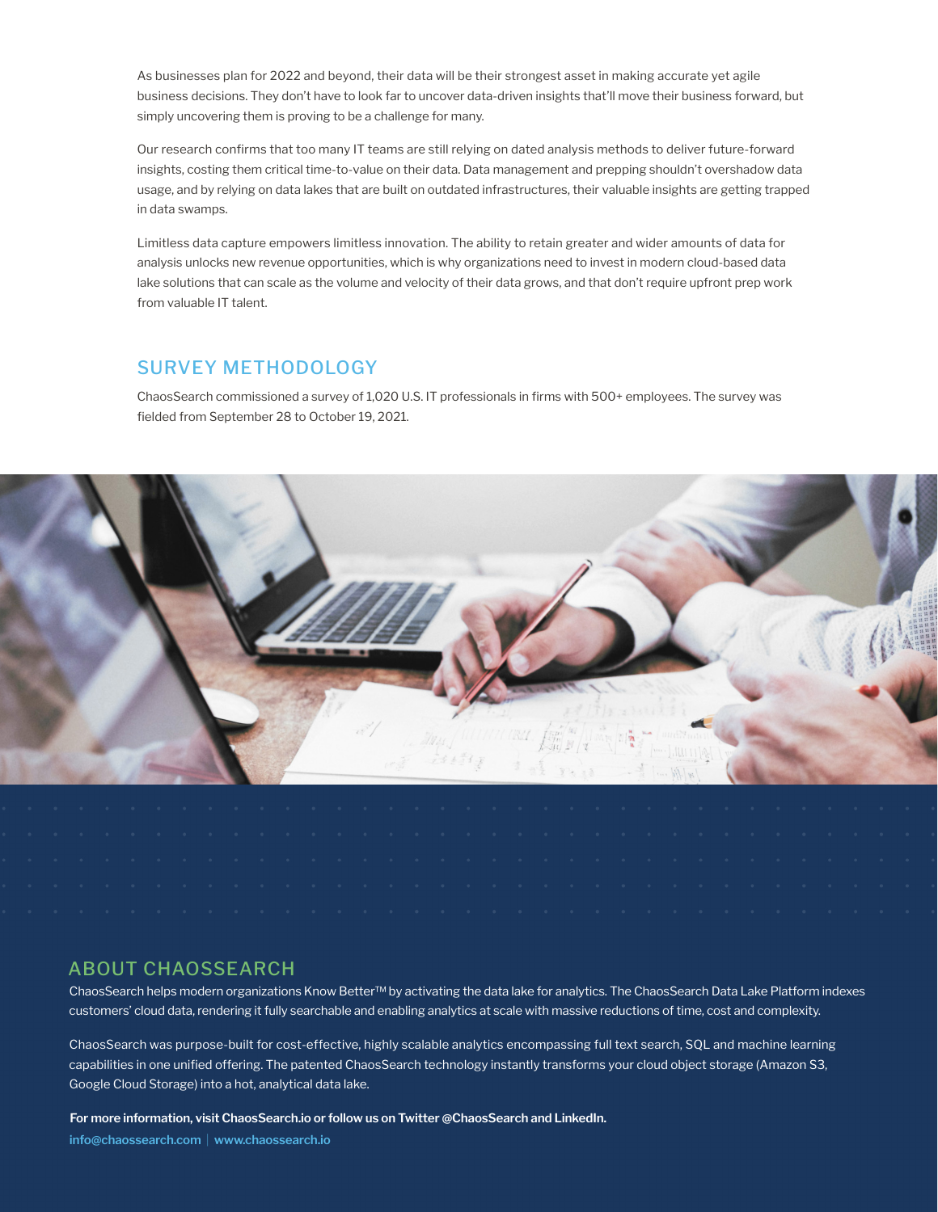As businesses plan for 2022 and beyond, their data will be their strongest asset in making accurate yet agile business decisions. They don't have to look far to uncover data-driven insights that'll move their business forward, but simply uncovering them is proving to be a challenge for many.

Our research confirms that too many IT teams are still relying on dated analysis methods to deliver future-forward insights, costing them critical time-to-value on their data. Data management and prepping shouldn't overshadow data usage, and by relying on data lakes that are built on outdated infrastructures, their valuable insights are getting trapped in data swamps.

Limitless data capture empowers limitless innovation. The ability to retain greater and wider amounts of data for analysis unlocks new revenue opportunities, which is why organizations need to invest in modern cloud-based data lake solutions that can scale as the volume and velocity of their data grows, and that don't require upfront prep work from valuable IT talent.

## SURVEY METHODOLOGY

ChaosSearch commissioned a survey of 1,020 U.S. IT professionals in firms with 500+ employees. The survey was fielded from September 28 to October 19, 2021.

## ABOUT CHAOSSEARCH

ChaosSearch helps modern organizations Know Better™ by activating the data lake for analytics. The ChaosSearch Data Lake Platform indexes customers' cloud data, rendering it fully searchable and enabling analytics at scale with massive reductions of time, cost and complexity.

ChaosSearch was purpose-built for cost-effective, highly scalable analytics encompassing full text search, SQL and machine learning capabilities in one unified offering. The patented ChaosSearch technology instantly transforms your cloud object storage (Amazon S3, Google Cloud Storage) into a hot, analytical data lake.

**For more information, visit ChaosSearch.io or follow us on Twitter @ChaosSearch and LinkedIn.**

info@chaossearch.com | www.chaossearch.io